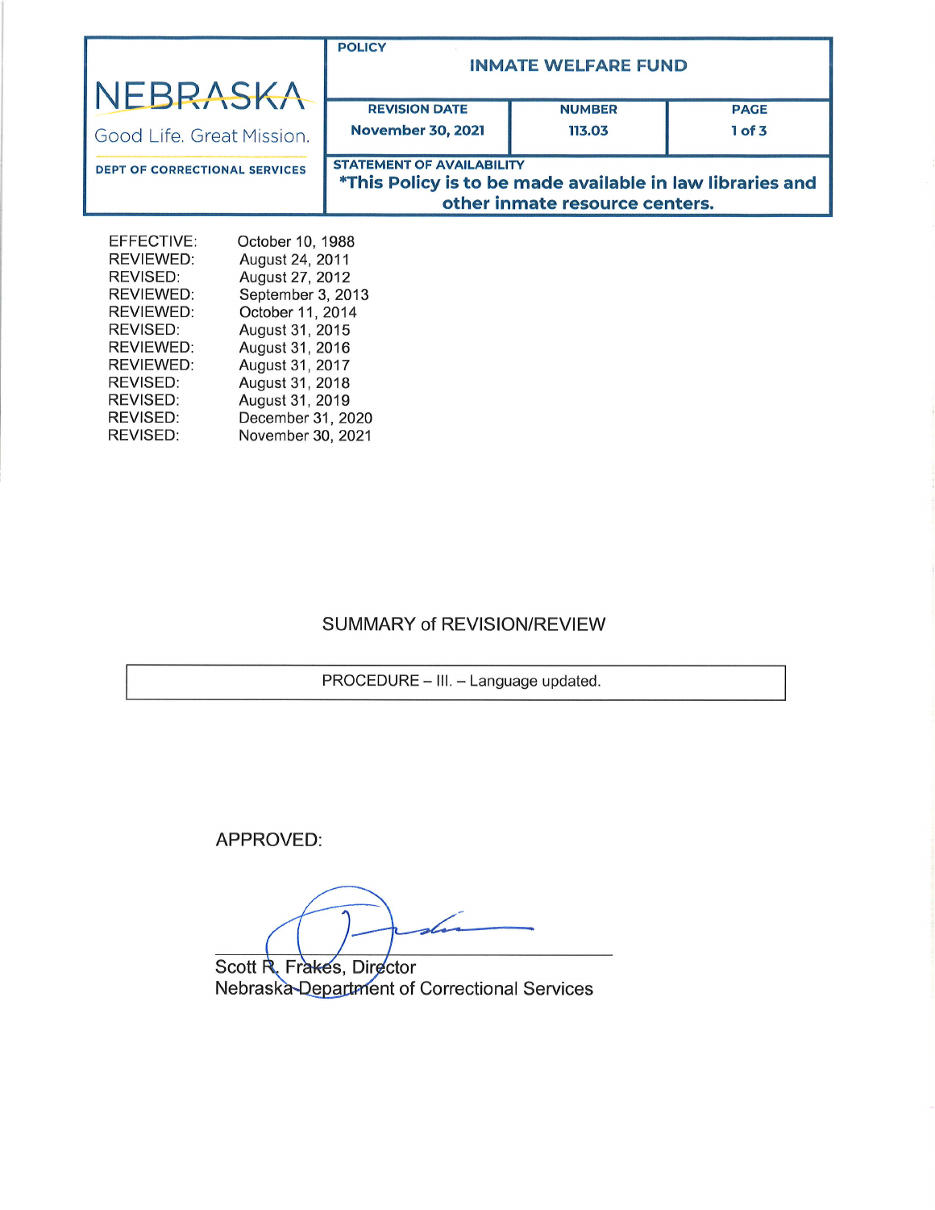| NEBRASKA<br>Good Life. Great Mission.<br>DEPT OF CORRECTIONAL SERVICES | POLICY<br>**INMATE WELFARE FUND** | | |
|---|---|---|---|
| | **REVISION DATE**<br>November 30, 2021 | **NUMBER**<br>113.03 | **PAGE**<br>1 of 3 |
| | STATEMENT OF AVAILABILITY<br>**\*This Policy is to be made available in law libraries and other inmate resource centers.** | | |

| | |
|---|---|
| EFFECTIVE: | October 10, 1988 |
| REVIEWED: | August 24, 2011 |
| REVISED: | August 27, 2012 |
| REVIEWED: | September 3, 2013 |
| REVIEWED: | October 11, 2014 |
| REVISED: | August 31, 2015 |
| REVIEWED: | August 31, 2016 |
| REVIEWED: | August 31, 2017 |
| REVISED: | August 31, 2018 |
| REVISED: | August 31, 2019 |
| REVISED: | December 31, 2020 |
| REVISED: | November 30, 2021 |

## SUMMARY of REVISION/REVIEW

PROCEDURE – III. – Language updated.

APPROVED:

Scott R. Frakes, Director
Nebraska Department of Correctional Services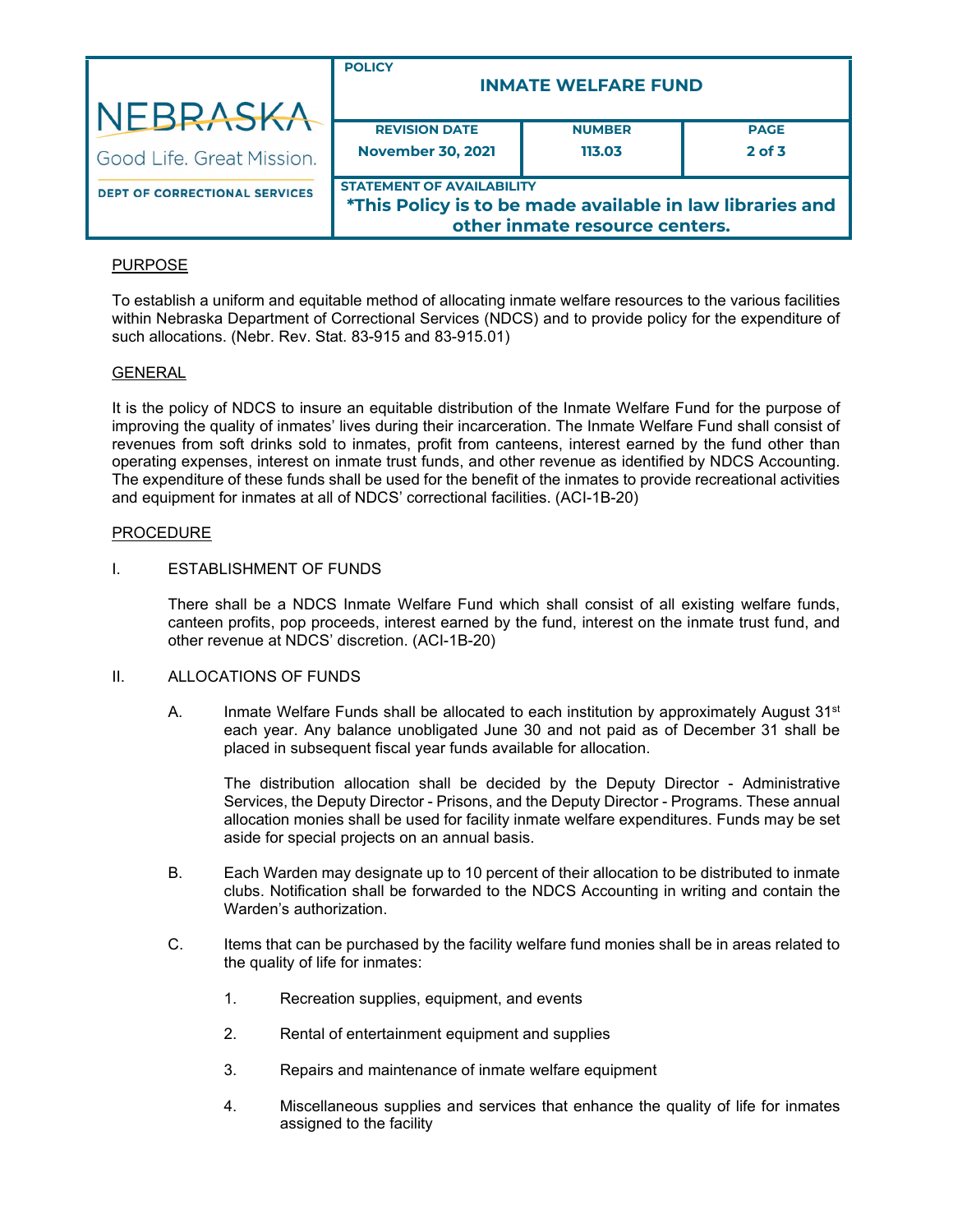| NEBRASKA Good Life. Great Mission. DEPT OF CORRECTIONAL SERVICES | POLICY **INMATE WELFARE FUND** | | |
|---|---|---|---|
| | **REVISION DATE** November 30, 2021 | **NUMBER** 113.03 | **PAGE** 2 of 3 |
| | **STATEMENT OF AVAILABILITY** *This Policy is to be made available in law libraries and other inmate resource centers. | | |

## PURPOSE

To establish a uniform and equitable method of allocating inmate welfare resources to the various facilities within Nebraska Department of Correctional Services (NDCS) and to provide policy for the expenditure of such allocations. (Nebr. Rev. Stat. 83-915 and 83-915.01)

## GENERAL

It is the policy of NDCS to insure an equitable distribution of the Inmate Welfare Fund for the purpose of improving the quality of inmates' lives during their incarceration. The Inmate Welfare Fund shall consist of revenues from soft drinks sold to inmates, profit from canteens, interest earned by the fund other than operating expenses, interest on inmate trust funds, and other revenue as identified by NDCS Accounting. The expenditure of these funds shall be used for the benefit of the inmates to provide recreational activities and equipment for inmates at all of NDCS' correctional facilities. (ACI-1B-20)

## PROCEDURE

I. ESTABLISHMENT OF FUNDS

There shall be a NDCS Inmate Welfare Fund which shall consist of all existing welfare funds, canteen profits, pop proceeds, interest earned by the fund, interest on the inmate trust fund, and other revenue at NDCS' discretion. (ACI-1B-20)

II. ALLOCATIONS OF FUNDS

A. Inmate Welfare Funds shall be allocated to each institution by approximately August 31st each year. Any balance unobligated June 30 and not paid as of December 31 shall be placed in subsequent fiscal year funds available for allocation.

The distribution allocation shall be decided by the Deputy Director - Administrative Services, the Deputy Director - Prisons, and the Deputy Director - Programs. These annual allocation monies shall be used for facility inmate welfare expenditures. Funds may be set aside for special projects on an annual basis.

B. Each Warden may designate up to 10 percent of their allocation to be distributed to inmate clubs. Notification shall be forwarded to the NDCS Accounting in writing and contain the Warden's authorization.

C. Items that can be purchased by the facility welfare fund monies shall be in areas related to the quality of life for inmates:

1. Recreation supplies, equipment, and events
2. Rental of entertainment equipment and supplies
3. Repairs and maintenance of inmate welfare equipment
4. Miscellaneous supplies and services that enhance the quality of life for inmates assigned to the facility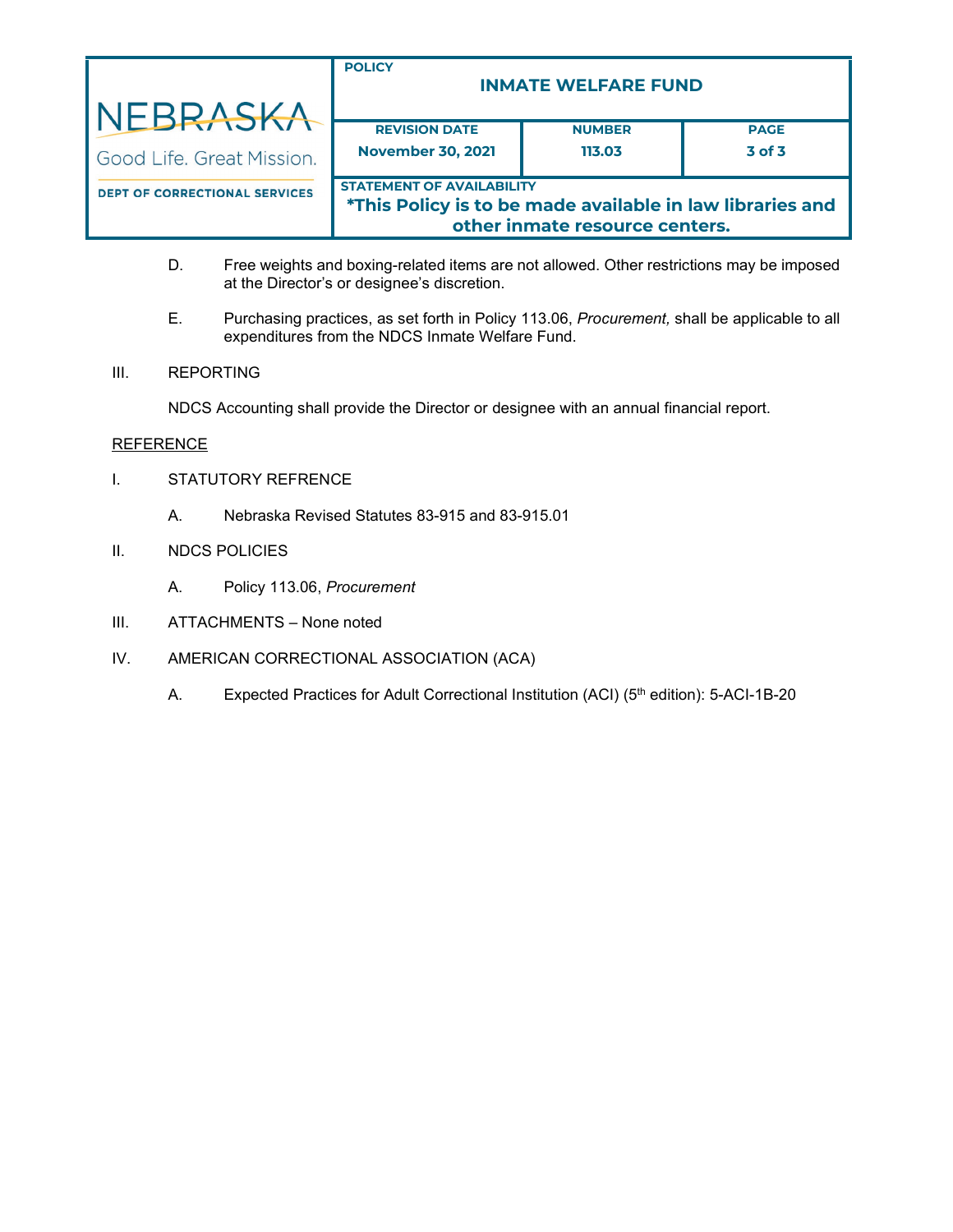D. Free weights and boxing-related items are not allowed. Other restrictions may be imposed at the Director's or designee's discretion.

E. Purchasing practices, as set forth in Policy 113.06, *Procurement,* shall be applicable to all expenditures from the NDCS Inmate Welfare Fund.

III. REPORTING

NDCS Accounting shall provide the Director or designee with an annual financial report.

<u>REFERENCE</u>

I. STATUTORY REFRENCE

A. Nebraska Revised Statutes 83-915 and 83-915.01

II. NDCS POLICIES

A. Policy 113.06, *Procurement*

III. ATTACHMENTS – None noted

IV. AMERICAN CORRECTIONAL ASSOCIATION (ACA)

A. Expected Practices for Adult Correctional Institution (ACI) (5th edition): 5-ACI-1B-20